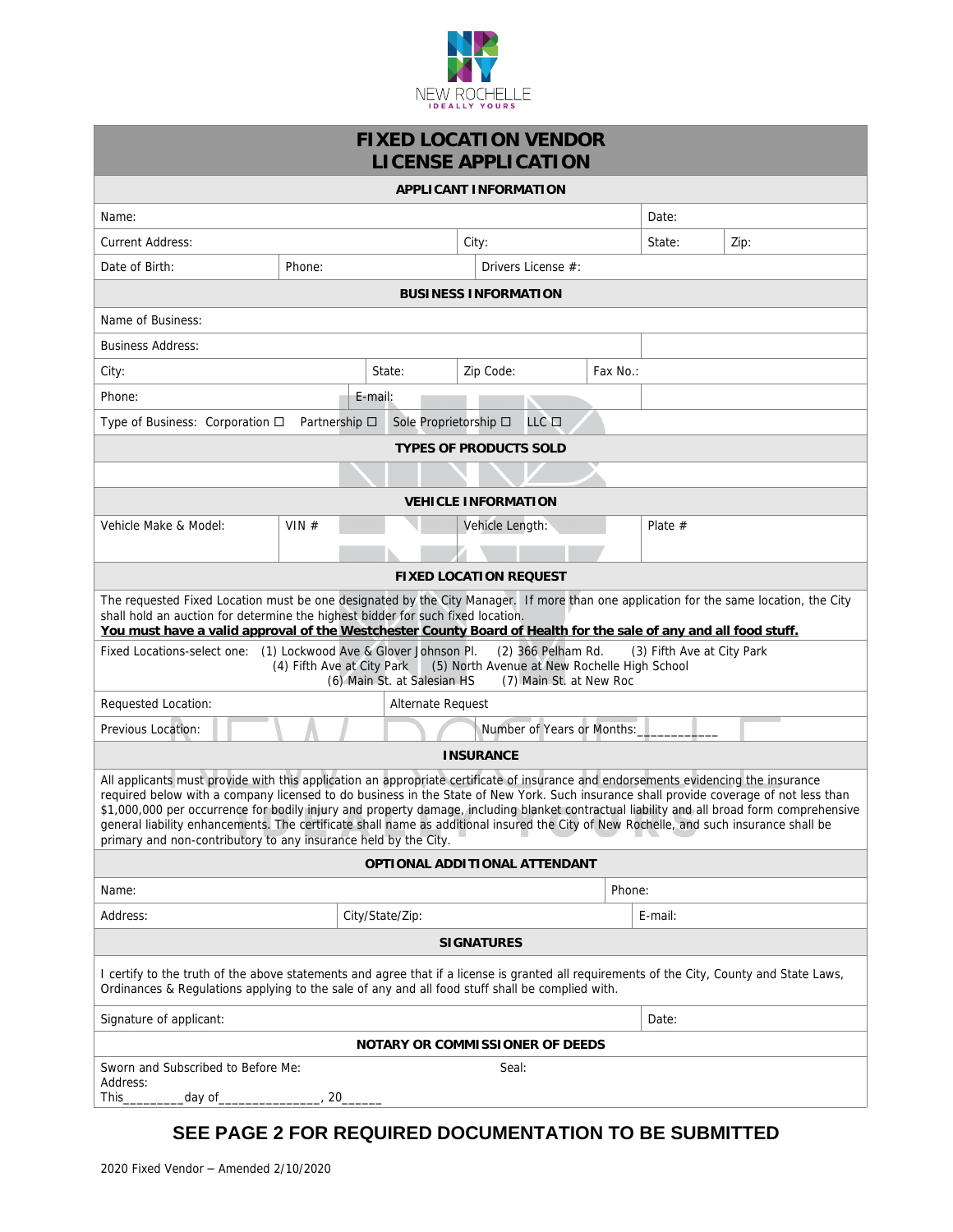NEW ROCHELLE
IDEALLY YOURS

# FIXED LOCATION VENDOR LICENSE APPLICATION

## APPLICANT INFORMATION

| | | | |
|---|---|---|---|
| Name: | | Date: | |
| Current Address: | City: | State: | Zip: |
| Date of Birth: | Phone: | Drivers License #: | |

## BUSINESS INFORMATION

| | | | |
|---|---|---|---|
| Name of Business: | | | |
| Business Address: | | | |
| City: | State: | Zip Code: | Fax No.: |
| Phone: | E-mail: | | |

Type of Business: Corporation ☐ Partnership ☐ Sole Proprietorship ☐ LLC ☐

## TYPES OF PRODUCTS SOLD

## VEHICLE INFORMATION

| Vehicle Make & Model: | VIN # | Vehicle Length: | Plate # |
|---|---|---|---|
| | | | |

## FIXED LOCATION REQUEST

The requested Fixed Location must be one designated by the City Manager. If more than one application for the same location, the City shall hold an auction for determine the highest bidder for such fixed location.
**You must have a valid approval of the Westchester County Board of Health for the sale of any and all food stuff.**

Fixed Locations-select one: (1) Lockwood Ave & Glover Johnson Pl. (2) 366 Pelham Rd. (3) Fifth Ave at City Park (4) Fifth Ave at City Park (5) North Avenue at New Rochelle High School (6) Main St. at Salesian HS (7) Main St. at New Roc

| | |
|---|---|
| Requested Location: | Alternate Request |
| Previous Location: | Number of Years or Months:___________ |

## INSURANCE

All applicants must provide with this application an appropriate certificate of insurance and endorsements evidencing the insurance required below with a company licensed to do business in the State of New York. Such insurance shall provide coverage of not less than $1,000,000 per occurrence for bodily injury and property damage, including blanket contractual liability and all broad form comprehensive general liability enhancements. The certificate shall name as additional insured the City of New Rochelle, and such insurance shall be primary and non-contributory to any insurance held by the City.

## OPTIONAL ADDITIONAL ATTENDANT

| | | |
|---|---|---|
| Name: | | Phone: |
| Address: | City/State/Zip: | E-mail: |

## SIGNATURES

I certify to the truth of the above statements and agree that if a license is granted all requirements of the City, County and State Laws, Ordinances & Regulations applying to the sale of any and all food stuff shall be complied with.

| | |
|---|---|
| Signature of applicant: | Date: |

## NOTARY OR COMMISSIONER OF DEEDS

Sworn and Subscribed to Before Me: Seal:
Address:
This_________day of_______________, 20______

## SEE PAGE 2 FOR REQUIRED DOCUMENTATION TO BE SUBMITTED

2020 Fixed Vendor – Amended 2/10/2020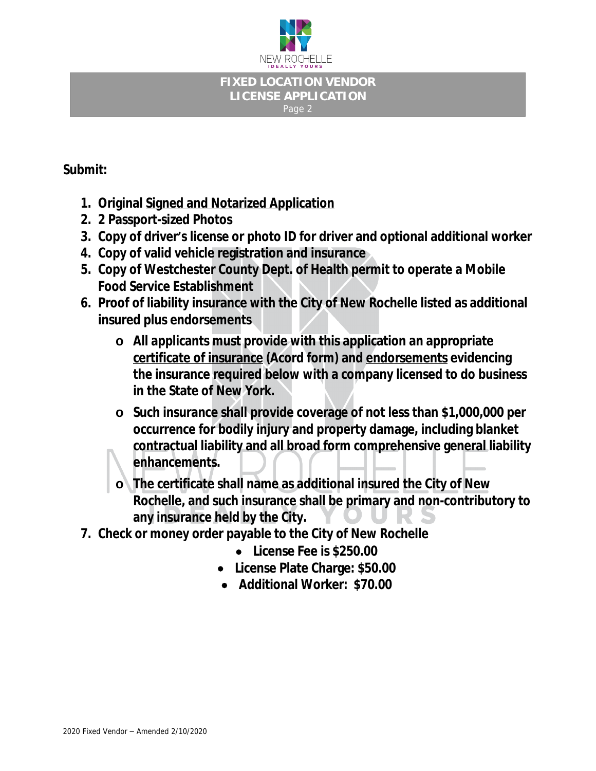**FIXED LOCATION VENDOR LICENSE APPLICATION**

**Submit:**

1. **Original Signed and Notarized Application**
2. **2 Passport-sized Photos**
3. **Copy of driver's license or photo ID for driver and optional additional worker**
4. **Copy of valid vehicle registration and insurance**
5. **Copy of Westchester County Dept. of Health permit to operate a Mobile Food Service Establishment**
6. **Proof of liability insurance with the City of New Rochelle listed as additional insured plus endorsements**
   - **All applicants must provide with this application an appropriate certificate of insurance (Acord form) and endorsements evidencing the insurance required below with a company licensed to do business in the State of New York.**
   - **Such insurance shall provide coverage of not less than $1,000,000 per occurrence for bodily injury and property damage, including blanket contractual liability and all broad form comprehensive general liability enhancements.**
   - **The certificate shall name as additional insured the City of New Rochelle, and such insurance shall be primary and non-contributory to any insurance held by the City.**
7. **Check or money order payable to the City of New Rochelle**
   - **License Fee is $250.00**
   - **License Plate Charge: $50.00**
   - **Additional Worker: $70.00**

2020 Fixed Vendor – Amended 2/10/2020